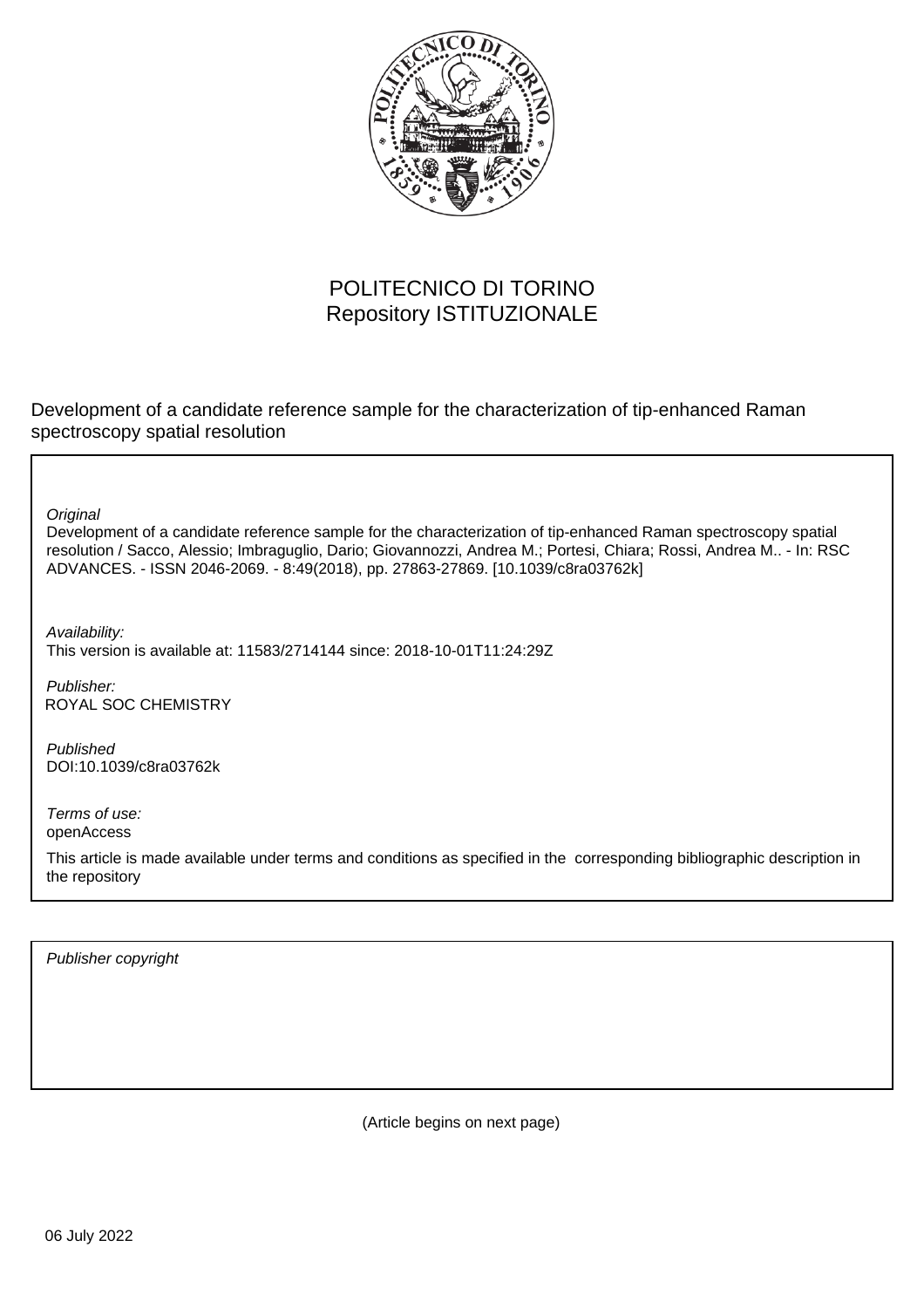POLITECNICO DI TORINO
Repository ISTITUZIONALE

Development of a candidate reference sample for the characterization of tip-enhanced Raman spectroscopy spatial resolution

*Original*
Development of a candidate reference sample for the characterization of tip-enhanced Raman spectroscopy spatial resolution / Sacco, Alessio; Imbraguglio, Dario; Giovannozzi, Andrea M.; Portesi, Chiara; Rossi, Andrea M.. - In: RSC ADVANCES. - ISSN 2046-2069. - 8:49(2018), pp. 27863-27869. [10.1039/c8ra03762k]

*Availability:*
This version is available at: 11583/2714144 since: 2018-10-01T11:24:29Z

*Publisher:*
ROYAL SOC CHEMISTRY

*Published*
DOI:10.1039/c8ra03762k

*Terms of use:*
openAccess

This article is made available under terms and conditions as specified in the corresponding bibliographic description in the repository

*Publisher copyright*

(Article begins on next page)

06 July 2022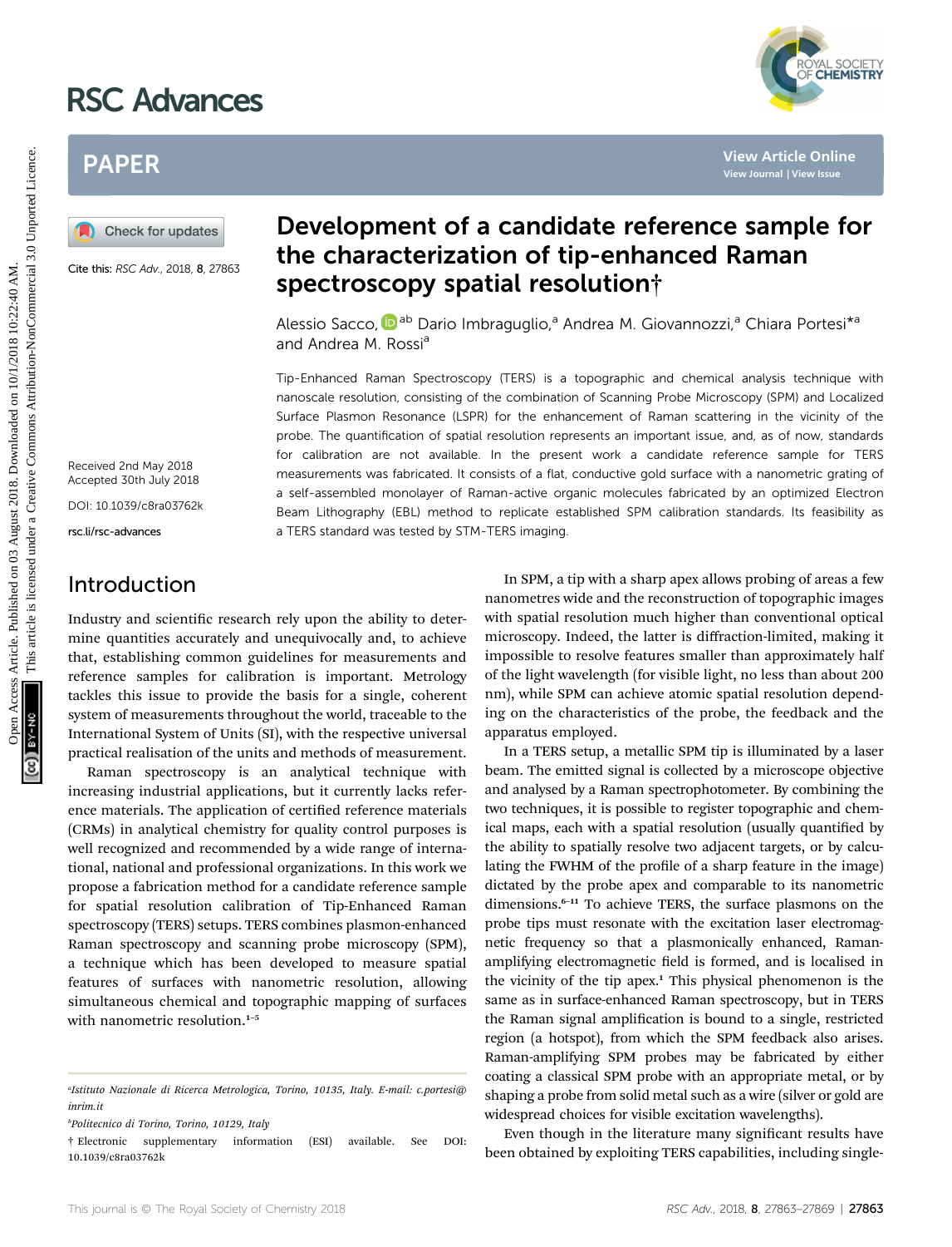# RSC Advances

## PAPER

Cite this: *RSC Adv.*, 2018, **8**, 27863

# Development of a candidate reference sample for the characterization of tip-enhanced Raman spectroscopy spatial resolution†

Alessio Sacco,[ab] Dario Imbraguglio,[a] Andrea M. Giovannozzi,[a] Chiara Portesi*[a] and Andrea M. Rossi[a]

Received 2nd May 2018
Accepted 30th July 2018

DOI: 10.1039/c8ra03762k

rsc.li/rsc-advances

Tip-Enhanced Raman Spectroscopy (TERS) is a topographic and chemical analysis technique with nanoscale resolution, consisting of the combination of Scanning Probe Microscopy (SPM) and Localized Surface Plasmon Resonance (LSPR) for the enhancement of Raman scattering in the vicinity of the probe. The quantification of spatial resolution represents an important issue, and, as of now, standards for calibration are not available. In the present work a candidate reference sample for TERS measurements was fabricated. It consists of a flat, conductive gold surface with a nanometric grating of a self-assembled monolayer of Raman-active organic molecules fabricated by an optimized Electron Beam Lithography (EBL) method to replicate established SPM calibration standards. Its feasibility as a TERS standard was tested by STM-TERS imaging.

## Introduction

Industry and scientific research rely upon the ability to determine quantities accurately and unequivocally and, to achieve that, establishing common guidelines for measurements and reference samples for calibration is important. Metrology tackles this issue to provide the basis for a single, coherent system of measurements throughout the world, traceable to the International System of Units (SI), with the respective universal practical realisation of the units and methods of measurement.

Raman spectroscopy is an analytical technique with increasing industrial applications, but it currently lacks reference materials. The application of certified reference materials (CRMs) in analytical chemistry for quality control purposes is well recognized and recommended by a wide range of international, national and professional organizations. In this work we propose a fabrication method for a candidate reference sample for spatial resolution calibration of Tip-Enhanced Raman spectroscopy (TERS) setups. TERS combines plasmon-enhanced Raman spectroscopy and scanning probe microscopy (SPM), a technique which has been developed to measure spatial features of surfaces with nanometric resolution, allowing simultaneous chemical and topographic mapping of surfaces with nanometric resolution.[1–5]

In SPM, a tip with a sharp apex allows probing of areas a few nanometres wide and the reconstruction of topographic images with spatial resolution much higher than conventional optical microscopy. Indeed, the latter is diffraction-limited, making it impossible to resolve features smaller than approximately half of the light wavelength (for visible light, no less than about 200 nm), while SPM can achieve atomic spatial resolution depending on the characteristics of the probe, the feedback and the apparatus employed.

In a TERS setup, a metallic SPM tip is illuminated by a laser beam. The emitted signal is collected by a microscope objective and analysed by a Raman spectrophotometer. By combining the two techniques, it is possible to register topographic and chemical maps, each with a spatial resolution (usually quantified by the ability to spatially resolve two adjacent targets, or by calculating the FWHM of the profile of a sharp feature in the image) dictated by the probe apex and comparable to its nanometric dimensions.[6–11] To achieve TERS, the surface plasmons on the probe tips must resonate with the excitation laser electromagnetic frequency so that a plasmonically enhanced, Raman-amplifying electromagnetic field is formed, and is localised in the vicinity of the tip apex.[1] This physical phenomenon is the same as in surface-enhanced Raman spectroscopy, but in TERS the Raman signal amplification is bound to a single, restricted region (a hotspot), from which the SPM feedback also arises. Raman-amplifying SPM probes may be fabricated by either coating a classical SPM probe with an appropriate metal, or by shaping a probe from solid metal such as a wire (silver or gold are widespread choices for visible excitation wavelengths).

Even though in the literature many significant results have been obtained by exploiting TERS capabilities, including single-

---

[a] Istituto Nazionale di Ricerca Metrologica, Torino, 10135, Italy. E-mail: c.portesi@inrim.it

[b] Politecnico di Torino, Torino, 10129, Italy

† Electronic supplementary information (ESI) available. See DOI: 10.1039/c8ra03762k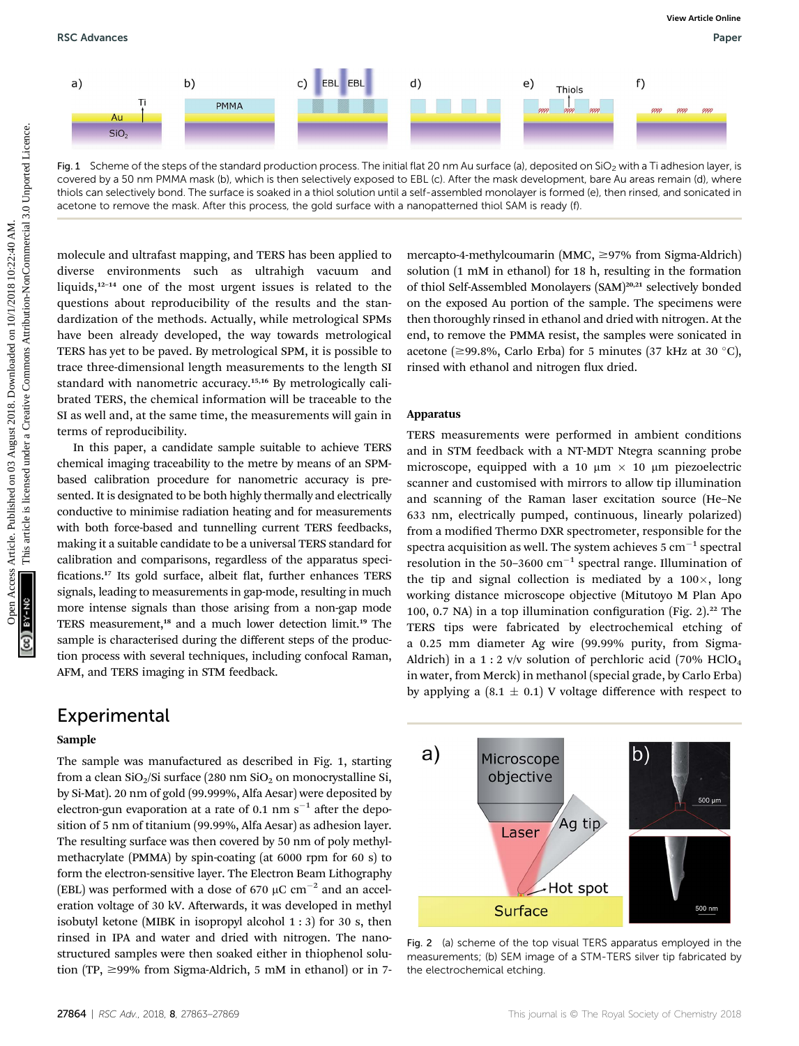Fig. 1 Scheme of the steps of the standard production process. The initial flat 20 nm Au surface (a), deposited on $SiO_2$ with a Ti adhesion layer, is covered by a 50 nm PMMA mask (b), which is then selectively exposed to EBL (c). After the mask development, bare Au areas remain (d), where thiols can selectively bond. The surface is soaked in a thiol solution until a self-assembled monolayer is formed (e), then rinsed, and sonicated in acetone to remove the mask. After this process, the gold surface with a nanopatterned thiol SAM is ready (f).

molecule and ultrafast mapping, and TERS has been applied to diverse environments such as ultrahigh vacuum and liquids,[12–14] one of the most urgent issues is related to the questions about reproducibility of the results and the standardization of the methods. Actually, while metrological SPMs have been already developed, the way towards metrological TERS has yet to be paved. By metrological SPM, it is possible to trace three-dimensional length measurements to the length SI standard with nanometric accuracy.[15,16] By metrologically calibrated TERS, the chemical information will be traceable to the SI as well and, at the same time, the measurements will gain in terms of reproducibility.

In this paper, a candidate sample suitable to achieve TERS chemical imaging traceability to the metre by means of an SPM-based calibration procedure for nanometric accuracy is presented. It is designated to be both highly thermally and electrically conductive to minimise radiation heating and for measurements with both force-based and tunnelling current TERS feedbacks, making it a suitable candidate to be a universal TERS standard for calibration and comparisons, regardless of the apparatus specifications.[17] Its gold surface, albeit flat, further enhances TERS signals, leading to measurements in gap-mode, resulting in much more intense signals than those arising from a non-gap mode TERS measurement,[18] and a much lower detection limit.[19] The sample is characterised during the different steps of the production process with several techniques, including confocal Raman, AFM, and TERS imaging in STM feedback.

## Experimental

### Sample

The sample was manufactured as described in Fig. 1, starting from a clean $SiO_2$/Si surface (280 nm $SiO_2$ on monocrystalline Si, by Si-Mat). 20 nm of gold (99.999%, Alfa Aesar) were deposited by electron-gun evaporation at a rate of 0.1 nm $s^{-1}$ after the deposition of 5 nm of titanium (99.99%, Alfa Aesar) as adhesion layer. The resulting surface was then covered by 50 nm of poly methylmethacrylate (PMMA) by spin-coating (at 6000 rpm for 60 s) to form the electron-sensitive layer. The Electron Beam Lithography (EBL) was performed with a dose of 670 μC $cm^{-2}$ and an acceleration voltage of 30 kV. Afterwards, it was developed in methyl isobutyl ketone (MIBK in isopropyl alcohol 1 : 3) for 30 s, then rinsed in IPA and water and dried with nitrogen. The nanostructured samples were then soaked either in thiophenol solution (TP, ≥99% from Sigma-Aldrich, 5 mM in ethanol) or in 7-mercapto-4-methylcoumarin (MMC, ≥97% from Sigma-Aldrich) solution (1 mM in ethanol) for 18 h, resulting in the formation of thiol Self-Assembled Monolayers (SAM)[20,21] selectively bonded on the exposed Au portion of the sample. The specimens were then thoroughly rinsed in ethanol and dried with nitrogen. At the end, to remove the PMMA resist, the samples were sonicated in acetone (≥99.8%, Carlo Erba) for 5 minutes (37 kHz at 30 °C), rinsed with ethanol and nitrogen flux dried.

### Apparatus

TERS measurements were performed in ambient conditions and in STM feedback with a NT-MDT Ntegra scanning probe microscope, equipped with a 10 μm × 10 μm piezoelectric scanner and customised with mirrors to allow tip illumination and scanning of the Raman laser excitation source (He–Ne 633 nm, electrically pumped, continuous, linearly polarized) from a modified Thermo DXR spectrometer, responsible for the spectra acquisition as well. The system achieves 5 $cm^{-1}$ spectral resolution in the 50–3600 $cm^{-1}$ spectral range. Illumination of the tip and signal collection is mediated by a 100×, long working distance microscope objective (Mitutoyo M Plan Apo 100, 0.7 NA) in a top illumination configuration (Fig. 2).[22] The TERS tips were fabricated by electrochemical etching of a 0.25 mm diameter Ag wire (99.99% purity, from Sigma-Aldrich) in a 1 : 2 v/v solution of perchloric acid (70% $HClO_4$ in water, from Merck) in methanol (special grade, by Carlo Erba) by applying a (8.1 ± 0.1) V voltage difference with respect to

Fig. 2 (a) scheme of the top visual TERS apparatus employed in the measurements; (b) SEM image of a STM-TERS silver tip fabricated by the electrochemical etching.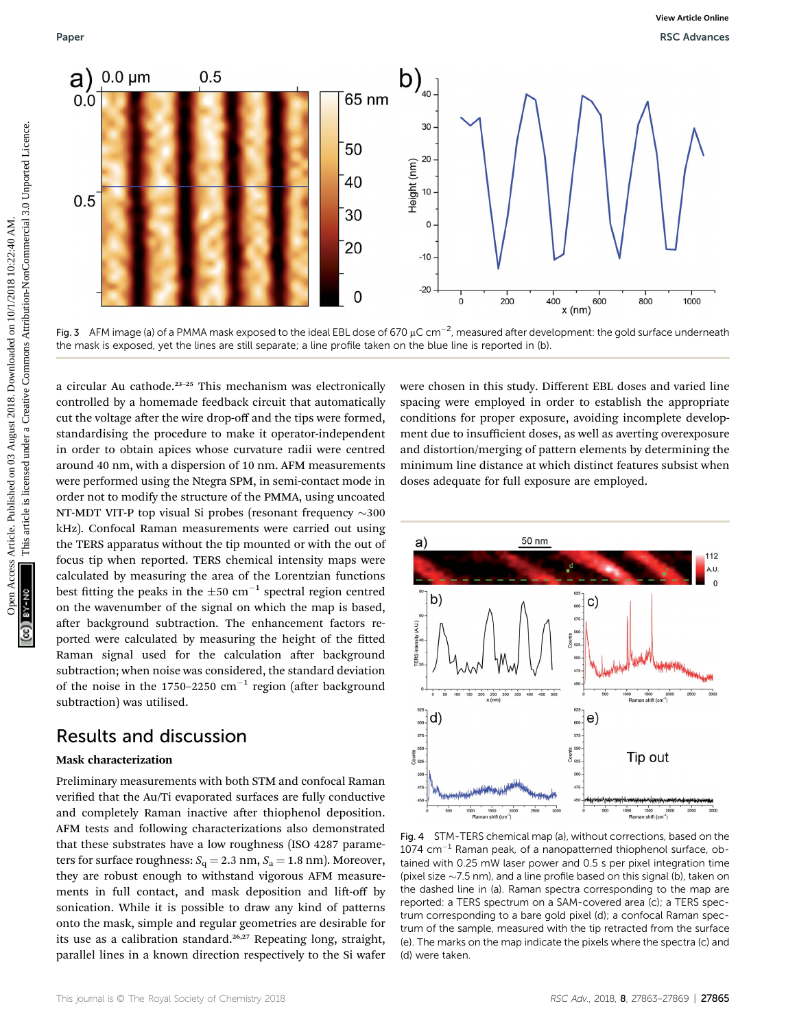Fig. 3 AFM image (a) of a PMMA mask exposed to the ideal EBL dose of 670 μC $cm^{-2}$, measured after development: the gold surface underneath the mask is exposed, yet the lines are still separate; a line profile taken on the blue line is reported in (b).

a circular Au cathode.[23–25] This mechanism was electronically controlled by a homemade feedback circuit that automatically cut the voltage after the wire drop-off and the tips were formed, standardising the procedure to make it operator-independent in order to obtain apices whose curvature radii were centred around 40 nm, with a dispersion of 10 nm. AFM measurements were performed using the Ntegra SPM, in semi-contact mode in order not to modify the structure of the PMMA, using uncoated NT-MDT VIT-P top visual Si probes (resonant frequency ∼300 kHz). Confocal Raman measurements were carried out using the TERS apparatus without the tip mounted or with the out of focus tip when reported. TERS chemical intensity maps were calculated by measuring the area of the Lorentzian functions best fitting the peaks in the ±50 $cm^{-1}$ spectral region centred on the wavenumber of the signal on which the map is based, after background subtraction. The enhancement factors reported were calculated by measuring the height of the fitted Raman signal used for the calculation after background subtraction; when noise was considered, the standard deviation of the noise in the 1750–2250 $cm^{-1}$ region (after background subtraction) was utilised.

## Results and discussion

### Mask characterization

Preliminary measurements with both STM and confocal Raman verified that the Au/Ti evaporated surfaces are fully conductive and completely Raman inactive after thiophenol deposition. AFM tests and following characterizations also demonstrated that these substrates have a low roughness (ISO 4287 parameters for surface roughness: $S_q = 2.3$ nm, $S_a = 1.8$ nm). Moreover, they are robust enough to withstand vigorous AFM measurements in full contact, and mask deposition and lift-off by sonication. While it is possible to draw any kind of patterns onto the mask, simple and regular geometries are desirable for its use as a calibration standard.[26,27] Repeating long, straight, parallel lines in a known direction respectively to the Si wafer were chosen in this study. Different EBL doses and varied line spacing were employed in order to establish the appropriate conditions for proper exposure, avoiding incomplete development due to insufficient doses, as well as averting overexposure and distortion/merging of pattern elements by determining the minimum line distance at which distinct features subsist when doses adequate for full exposure are employed.

Fig. 4 STM-TERS chemical map (a), without corrections, based on the 1074 $cm^{-1}$ Raman peak, of a nanopatterned thiophenol surface, obtained with 0.25 mW laser power and 0.5 s per pixel integration time (pixel size ∼7.5 nm), and a line profile based on this signal (b), taken on the dashed line in (a). Raman spectra corresponding to the map are reported: a TERS spectrum on a SAM-covered area (c); a TERS spectrum corresponding to a bare gold pixel (d); a confocal Raman spectrum of the sample, measured with the tip retracted from the surface (e). The marks on the map indicate the pixels where the spectra (c) and (d) were taken.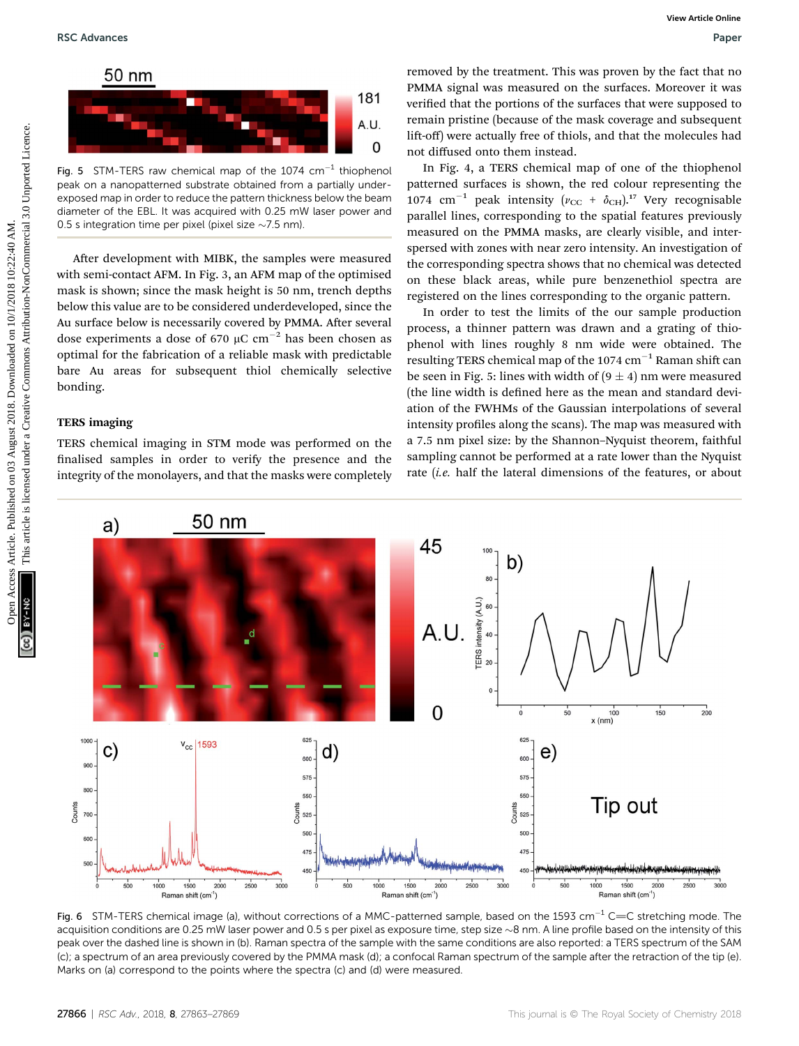Fig. 5 STM-TERS raw chemical map of the 1074 $cm^{-1}$ thiophenol peak on a nanopatterned substrate obtained from a partially under-exposed map in order to reduce the pattern thickness below the beam diameter of the EBL. It was acquired with 0.25 mW laser power and 0.5 s integration time per pixel (pixel size ~7.5 nm).

After development with MIBK, the samples were measured with semi-contact AFM. In Fig. 3, an AFM map of the optimised mask is shown; since the mask height is 50 nm, trench depths below this value are to be considered underdeveloped, since the Au surface below is necessarily covered by PMMA. After several dose experiments a dose of 670 μC $cm^{-2}$ has been chosen as optimal for the fabrication of a reliable mask with predictable bare Au areas for subsequent thiol chemically selective bonding.

### TERS imaging

TERS chemical imaging in STM mode was performed on the finalised samples in order to verify the presence and the integrity of the monolayers, and that the masks were completely removed by the treatment. This was proven by the fact that no PMMA signal was measured on the surfaces. Moreover it was verified that the portions of the surfaces that were supposed to remain pristine (because of the mask coverage and subsequent lift-off) were actually free of thiols, and that the molecules had not diffused onto them instead.

In Fig. 4, a TERS chemical map of one of the thiophenol patterned surfaces is shown, the red colour representing the 1074 $cm^{-1}$ peak intensity ($\nu_{CC}$ + $\delta_{CH}$).[17] Very recognisable parallel lines, corresponding to the spatial features previously measured on the PMMA masks, are clearly visible, and interspersed with zones with near zero intensity. An investigation of the corresponding spectra shows that no chemical was detected on these black areas, while pure benzenethiol spectra are registered on the lines corresponding to the organic pattern.

In order to test the limits of the our sample production process, a thinner pattern was drawn and a grating of thiophenol with lines roughly 8 nm wide were obtained. The resulting TERS chemical map of the 1074 $cm^{-1}$ Raman shift can be seen in Fig. 5: lines with width of (9 ± 4) nm were measured (the line width is defined here as the mean and standard deviation of the FWHMs of the Gaussian interpolations of several intensity profiles along the scans). The map was measured with a 7.5 nm pixel size: by the Shannon–Nyquist theorem, faithful sampling cannot be performed at a rate lower than the Nyquist rate (*i.e.* half the lateral dimensions of the features, or about

Fig. 6 STM-TERS chemical image (a), without corrections of a MMC-patterned sample, based on the 1593 $cm^{-1}$ C=C stretching mode. The acquisition conditions are 0.25 mW laser power and 0.5 s per pixel as exposure time, step size ~8 nm. A line profile based on the intensity of this peak over the line under the dashed line is shown in (b). Raman spectra of the sample with the same conditions are also reported: a TERS spectrum of the SAM (c); a spectrum of an area previously covered by the PMMA mask (d); a confocal Raman spectrum of the sample after the retraction of the tip (e). Marks on (a) correspond to the points where the spectra (c) and (d) were measured.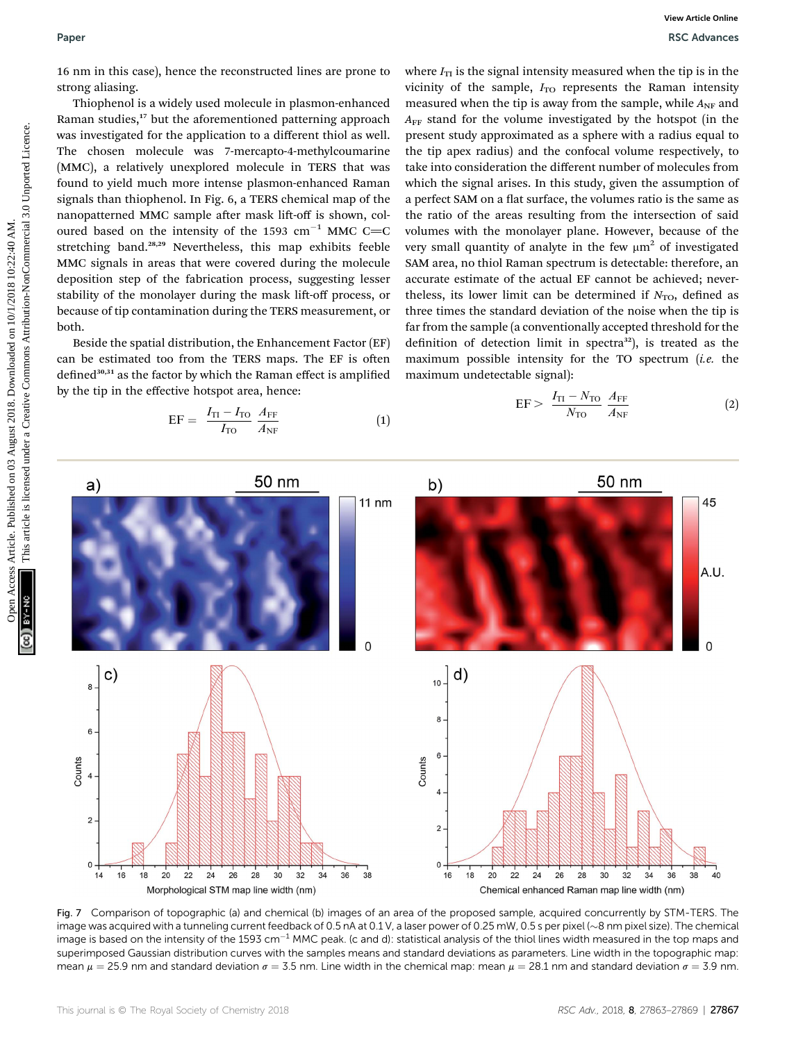16 nm in this case), hence the reconstructed lines are prone to strong aliasing.

Thiophenol is a widely used molecule in plasmon-enhanced Raman studies,[17] but the aforementioned patterning approach was investigated for the application to a different thiol as well. The chosen molecule was 7-mercapto-4-methylcoumarine (MMC), a relatively unexplored molecule in TERS that was found to yield much more intense plasmon-enhanced Raman signals than thiophenol. In Fig. 6, a TERS chemical map of the nanopatterned MMC sample after mask lift-off is shown, coloured based on the intensity of the 1593 cm$^{-1}$ MMC C=C stretching band.[28,29] Nevertheless, this map exhibits feeble MMC signals in areas that were covered during the molecule deposition step of the fabrication process, suggesting lesser stability of the monolayer during the mask lift-off process, or because of tip contamination during the TERS measurement, or both.

Beside the spatial distribution, the Enhancement Factor (EF) can be estimated too from the TERS maps. The EF is often defined[30,31] as the factor by which the Raman effect is amplified by the tip in the effective hotspot area, hence:

$$\mathrm{EF} = \frac{I_{\mathrm{TI}} - I_{\mathrm{TO}}}{I_{\mathrm{TO}}}\frac{A_{\mathrm{FF}}}{A_{\mathrm{NF}}} \tag{1}$$

where $I_{\mathrm{TI}}$ is the signal intensity measured when the tip is in the vicinity of the sample, $I_{\mathrm{TO}}$ represents the Raman intensity measured when the tip is away from the sample, while $A_{\mathrm{NF}}$ and $A_{\mathrm{FF}}$ stand for the volume investigated by the hotspot (in the present study approximated as a sphere with a radius equal to the tip apex radius) and the confocal volume respectively, to take into consideration the different number of molecules from which the signal arises. In this study, given the assumption of a perfect SAM on a flat surface, the volumes ratio is the same as the ratio of the areas resulting from the intersection of said volumes with the monolayer plane. However, because of the very small quantity of analyte in the few μm$^2$ of investigated SAM area, no thiol Raman spectrum is detectable: therefore, an accurate estimate of the actual EF cannot be achieved; nevertheless, its lower limit can be determined if $N_{\mathrm{TO}}$, defined as three times the standard deviation of the noise when the tip is far from the sample (a conventionally accepted threshold for the definition of detection limit in spectra[32]), is treated as the maximum possible intensity for the TO spectrum (*i.e.* the maximum undetectable signal):

$$\mathrm{EF} > \frac{I_{\mathrm{TI}} - N_{\mathrm{TO}}}{N_{\mathrm{TO}}}\frac{A_{\mathrm{FF}}}{A_{\mathrm{NF}}} \tag{2}$$

Fig. 7 Comparison of topographic (a) and chemical (b) images of an area of the proposed sample, acquired concurrently by STM-TERS. The image was acquired with a tunneling current feedback of 0.5 nA at 0.1 V, a laser power of 0.25 mW, 0.5 s per pixel (~8 nm pixel size). The chemical image is based on the intensity of the 1593 cm$^{-1}$ MMC peak. (c and d): statistical analysis of the thiol lines width measured in the top maps and superimposed Gaussian distribution curves with the samples means and standard deviations as parameters. Line width in the topographic map: mean $\mu$ = 25.9 nm and standard deviation $\sigma$ = 3.5 nm. Line width in the chemical map: mean $\mu$ = 28.1 nm and standard deviation $\sigma$ = 3.9 nm.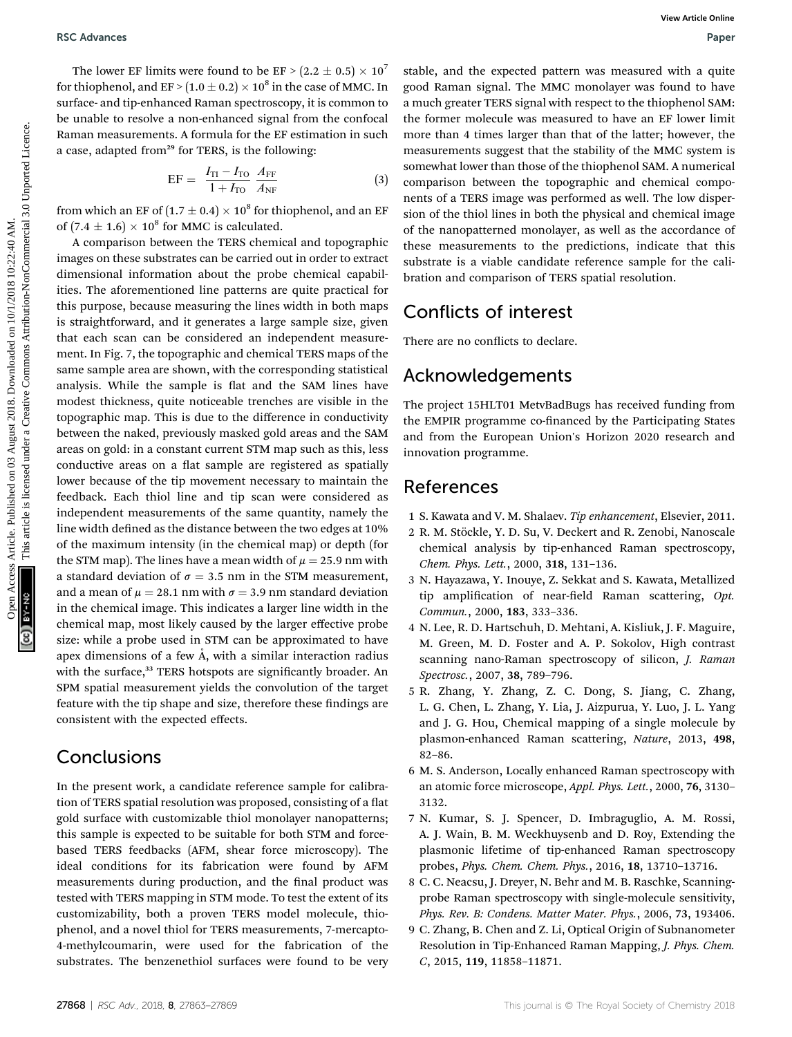The lower EF limits were found to be EF > $(2.2 \pm 0.5) \times 10^7$ for thiophenol, and EF > $(1.0 \pm 0.2) \times 10^8$ in the case of MMC. In surface- and tip-enhanced Raman spectroscopy, it is common to be unable to resolve a non-enhanced signal from the confocal Raman measurements. A formula for the EF estimation in such a case, adapted from[29] for TERS, is the following:

$$\mathrm{EF} = \frac{I_{\mathrm{TI}} - I_{\mathrm{TO}}}{1 + I_{\mathrm{TO}}} \frac{A_{\mathrm{FF}}}{A_{\mathrm{NF}}} \tag{3}$$

from which an EF of $(1.7 \pm 0.4) \times 10^8$ for thiophenol, and an EF of $(7.4 \pm 1.6) \times 10^8$ for MMC is calculated.

A comparison between the TERS chemical and topographic images on these substrates can be carried out in order to extract dimensional information about the probe chemical capabilities. The aforementioned line patterns are quite practical for this purpose, because measuring the lines width in both maps is straightforward, and it generates a large sample size, given that each scan can be considered an independent measurement. In Fig. 7, the topographic and chemical TERS maps of the same sample area are shown, with the corresponding statistical analysis. While the sample is flat and the SAM lines have modest thickness, quite noticeable trenches are visible in the topographic map. This is due to the difference in conductivity between the naked, previously masked gold areas and the SAM areas on gold: in a constant current STM map such as this, less conductive areas on a flat sample are registered as spatially lower because of the tip movement necessary to maintain the feedback. Each thiol line and tip scan were considered as independent measurements of the same quantity, namely the line width defined as the distance between the two edges at 10% of the maximum intensity (in the chemical map) or depth (for the STM map). The lines have a mean width of $\mu = 25.9$ nm with a standard deviation of $\sigma = 3.5$ nm in the STM measurement, and a mean of $\mu = 28.1$ nm with $\sigma = 3.9$ nm standard deviation in the chemical image. This indicates a larger line width in the chemical map, most likely caused by the larger effective probe size: while a probe used in STM can be approximated to have apex dimensions of a few Å, with a similar interaction radius with the surface,[33] TERS hotspots are significantly broader. An SPM spatial measurement yields the convolution of the target feature with the tip shape and size, therefore these findings are consistent with the expected effects.

## Conclusions

In the present work, a candidate reference sample for calibration of TERS spatial resolution was proposed, consisting of a flat gold surface with customizable thiol monolayer nanopatterns; this sample is expected to be suitable for both STM and force-based TERS feedbacks (AFM, shear force microscopy). The ideal conditions for its fabrication were found by AFM measurements during production, and the final product was tested with TERS mapping in STM mode. To test the extent of its customizability, both a proven TERS model molecule, thiophenol, and a novel thiol for TERS measurements, 7-mercapto-4-methylcoumarin, were used for the fabrication of the substrates. The benzenethiol surfaces were found to be very stable, and the expected pattern was measured with a quite good Raman signal. The MMC monolayer was found to have a much greater TERS signal with respect to the thiophenol SAM: the former molecule was measured to have an EF lower limit more than 4 times larger than that of the latter; however, the measurements suggest that the stability of the MMC system is somewhat lower than those of the thiophenol SAM. A numerical comparison between the topographic and chemical components of a TERS image was performed as well. The low dispersion of the thiol lines in both the physical and chemical image of the nanopatterned monolayer, as well as the accordance of these measurements to the predictions, indicate that this substrate is a viable candidate reference sample for the calibration and comparison of TERS spatial resolution.

## Conflicts of interest

There are no conflicts to declare.

## Acknowledgements

The project 15HLT01 MetvBadBugs has received funding from the EMPIR programme co-financed by the Participating States and from the European Union's Horizon 2020 research and innovation programme.

## References

1 S. Kawata and V. M. Shalaev. *Tip enhancement*, Elsevier, 2011.

2 R. M. Stöckle, Y. D. Su, V. Deckert and R. Zenobi, Nanoscale chemical analysis by tip-enhanced Raman spectroscopy, *Chem. Phys. Lett.*, 2000, **318**, 131–136.

3 N. Hayazawa, Y. Inouye, Z. Sekkat and S. Kawata, Metallized tip amplification of near-field Raman scattering, *Opt. Commun.*, 2000, **183**, 333–336.

4 N. Lee, R. D. Hartschuh, D. Mehtani, A. Kisliuk, J. F. Maguire, M. Green, M. D. Foster and A. P. Sokolov, High contrast scanning nano-Raman spectroscopy of silicon, *J. Raman Spectrosc.*, 2007, **38**, 789–796.

5 R. Zhang, Y. Zhang, Z. C. Dong, S. Jiang, C. Zhang, L. G. Chen, L. Zhang, Y. Lia, J. Aizpurua, Y. Luo, J. L. Yang and J. G. Hou, Chemical mapping of a single molecule by plasmon-enhanced Raman scattering, *Nature*, 2013, **498**, 82–86.

6 M. S. Anderson, Locally enhanced Raman spectroscopy with an atomic force microscope, *Appl. Phys. Lett.*, 2000, **76**, 3130–3132.

7 N. Kumar, S. J. Spencer, D. Imbraguglio, A. M. Rossi, A. J. Wain, B. M. Weckhuysenb and D. Roy, Extending the plasmonic lifetime of tip-enhanced Raman spectroscopy probes, *Phys. Chem. Chem. Phys.*, 2016, **18**, 13710–13716.

8 C. C. Neacsu, J. Dreyer, N. Behr and M. B. Raschke, Scanning-probe Raman spectroscopy with single-molecule sensitivity, *Phys. Rev. B: Condens. Matter Mater. Phys.*, 2006, **73**, 193406.

9 C. Zhang, B. Chen and Z. Li, Optical Origin of Subnanometer Resolution in Tip-Enhanced Raman Mapping, *J. Phys. Chem. C*, 2015, **119**, 11858–11871.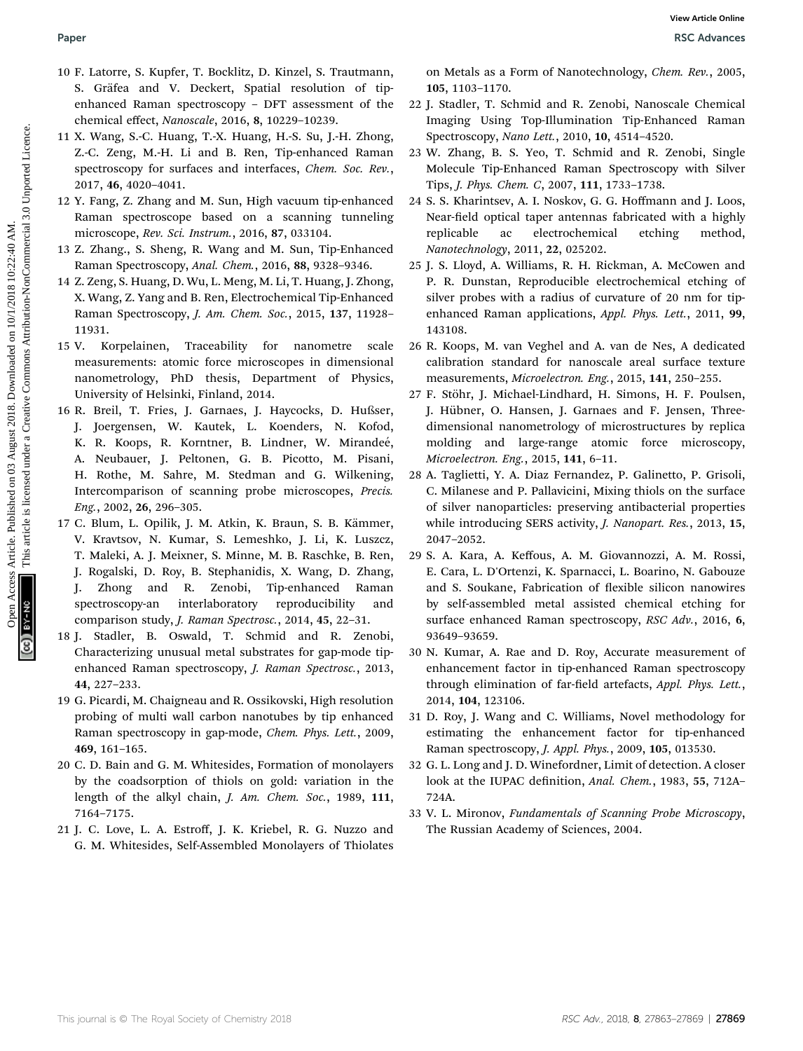10 F. Latorre, S. Kupfer, T. Bocklitz, D. Kinzel, S. Trautmann, S. Gräfea and V. Deckert, Spatial resolution of tip-enhanced Raman spectroscopy – DFT assessment of the chemical effect, *Nanoscale*, 2016, **8**, 10229–10239.

11 X. Wang, S.-C. Huang, T.-X. Huang, H.-S. Su, J.-H. Zhong, Z.-C. Zeng, M.-H. Li and B. Ren, Tip-enhanced Raman spectroscopy for surfaces and interfaces, *Chem. Soc. Rev.*, 2017, **46**, 4020–4041.

12 Y. Fang, Z. Zhang and M. Sun, High vacuum tip-enhanced Raman spectroscope based on a scanning tunneling microscope, *Rev. Sci. Instrum.*, 2016, **87**, 033104.

13 Z. Zhang., S. Sheng, R. Wang and M. Sun, Tip-Enhanced Raman Spectroscopy, *Anal. Chem.*, 2016, **88**, 9328–9346.

14 Z. Zeng, S. Huang, D. Wu, L. Meng, M. Li, T. Huang, J. Zhong, X. Wang, Z. Yang and B. Ren, Electrochemical Tip-Enhanced Raman Spectroscopy, *J. Am. Chem. Soc.*, 2015, **137**, 11928–11931.

15 V. Korpelainen, Traceability for nanometre scale measurements: atomic force microscopes in dimensional nanometrology, PhD thesis, Department of Physics, University of Helsinki, Finland, 2014.

16 R. Breil, T. Fries, J. Garnaes, J. Haycocks, D. Hußser, J. Joergensen, W. Kautek, L. Koenders, N. Kofod, K. R. Koops, R. Korntner, B. Lindner, W. Mirandeé, A. Neubauer, J. Peltonen, G. B. Picotto, M. Pisani, H. Rothe, M. Sahre, M. Stedman and G. Wilkening, Intercomparison of scanning probe microscopes, *Precis. Eng.*, 2002, **26**, 296–305.

17 C. Blum, L. Opilik, J. M. Atkin, K. Braun, S. B. Kämmer, V. Kravtsov, N. Kumar, S. Lemeshko, J. Li, K. Luszcz, T. Maleki, A. J. Meixner, S. Minne, M. B. Raschke, B. Ren, J. Rogalski, D. Roy, B. Stephanidis, X. Wang, D. Zhang, J. Zhong and R. Zenobi, Tip-enhanced Raman spectroscopy-an interlaboratory reproducibility and comparison study, *J. Raman Spectrosc.*, 2014, **45**, 22–31.

18 J. Stadler, B. Oswald, T. Schmid and R. Zenobi, Characterizing unusual metal substrates for gap-mode tip-enhanced Raman spectroscopy, *J. Raman Spectrosc.*, 2013, **44**, 227–233.

19 G. Picardi, M. Chaigneau and R. Ossikovski, High resolution probing of multi wall carbon nanotubes by tip enhanced Raman spectroscopy in gap-mode, *Chem. Phys. Lett.*, 2009, **469**, 161–165.

20 C. D. Bain and G. M. Whitesides, Formation of monolayers by the coadsorption of thiols on gold: variation in the length of the alkyl chain, *J. Am. Chem. Soc.*, 1989, **111**, 7164–7175.

21 J. C. Love, L. A. Estroff, J. K. Kriebel, R. G. Nuzzo and G. M. Whitesides, Self-Assembled Monolayers of Thiolates on Metals as a Form of Nanotechnology, *Chem. Rev.*, 2005, **105**, 1103–1170.

22 J. Stadler, T. Schmid and R. Zenobi, Nanoscale Chemical Imaging Using Top-Illumination Tip-Enhanced Raman Spectroscopy, *Nano Lett.*, 2010, **10**, 4514–4520.

23 W. Zhang, B. S. Yeo, T. Schmid and R. Zenobi, Single Molecule Tip-Enhanced Raman Spectroscopy with Silver Tips, *J. Phys. Chem. C*, 2007, **111**, 1733–1738.

24 S. S. Kharintsev, A. I. Noskov, G. G. Hoffmann and J. Loos, Near-field optical taper antennas fabricated with a highly replicable ac electrochemical etching method, *Nanotechnology*, 2011, **22**, 025202.

25 J. S. Lloyd, A. Williams, R. H. Rickman, A. McCowen and P. R. Dunstan, Reproducible electrochemical etching of silver probes with a radius of curvature of 20 nm for tip-enhanced Raman applications, *Appl. Phys. Lett.*, 2011, **99**, 143108.

26 R. Koops, M. van Veghel and A. van de Nes, A dedicated calibration standard for nanoscale areal surface texture measurements, *Microelectron. Eng.*, 2015, **141**, 250–255.

27 F. Stöhr, J. Michael-Lindhard, H. Simons, H. F. Poulsen, J. Hübner, O. Hansen, J. Garnaes and F. Jensen, Three-dimensional nanometrology of microstructures by replica molding and large-range atomic force microscopy, *Microelectron. Eng.*, 2015, **141**, 6–11.

28 A. Taglietti, Y. A. Diaz Fernandez, P. Galinetto, P. Grisoli, C. Milanese and P. Pallavicini, Mixing thiols on the surface of silver nanoparticles: preserving antibacterial properties while introducing SERS activity, *J. Nanopart. Res.*, 2013, **15**, 2047–2052.

29 S. A. Kara, A. Keffous, A. M. Giovannozzi, A. M. Rossi, E. Cara, L. D'Ortenzi, K. Sparnacci, L. Boarino, N. Gabouze and S. Soukane, Fabrication of flexible silicon nanowires by self-assembled metal assisted chemical etching for surface enhanced Raman spectroscopy, *RSC Adv.*, 2016, **6**, 93649–93659.

30 N. Kumar, A. Rae and D. Roy, Accurate measurement of enhancement factor in tip-enhanced Raman spectroscopy through elimination of far-field artefacts, *Appl. Phys. Lett.*, 2014, **104**, 123106.

31 D. Roy, J. Wang and C. Williams, Novel methodology for estimating the enhancement factor for tip-enhanced Raman spectroscopy, *J. Appl. Phys.*, 2009, **105**, 013530.

32 G. L. Long and J. D. Winefordner, Limit of detection. A closer look at the IUPAC definition, *Anal. Chem.*, 1983, **55**, 712A–724A.

33 V. L. Mironov, *Fundamentals of Scanning Probe Microscopy*, The Russian Academy of Sciences, 2004.